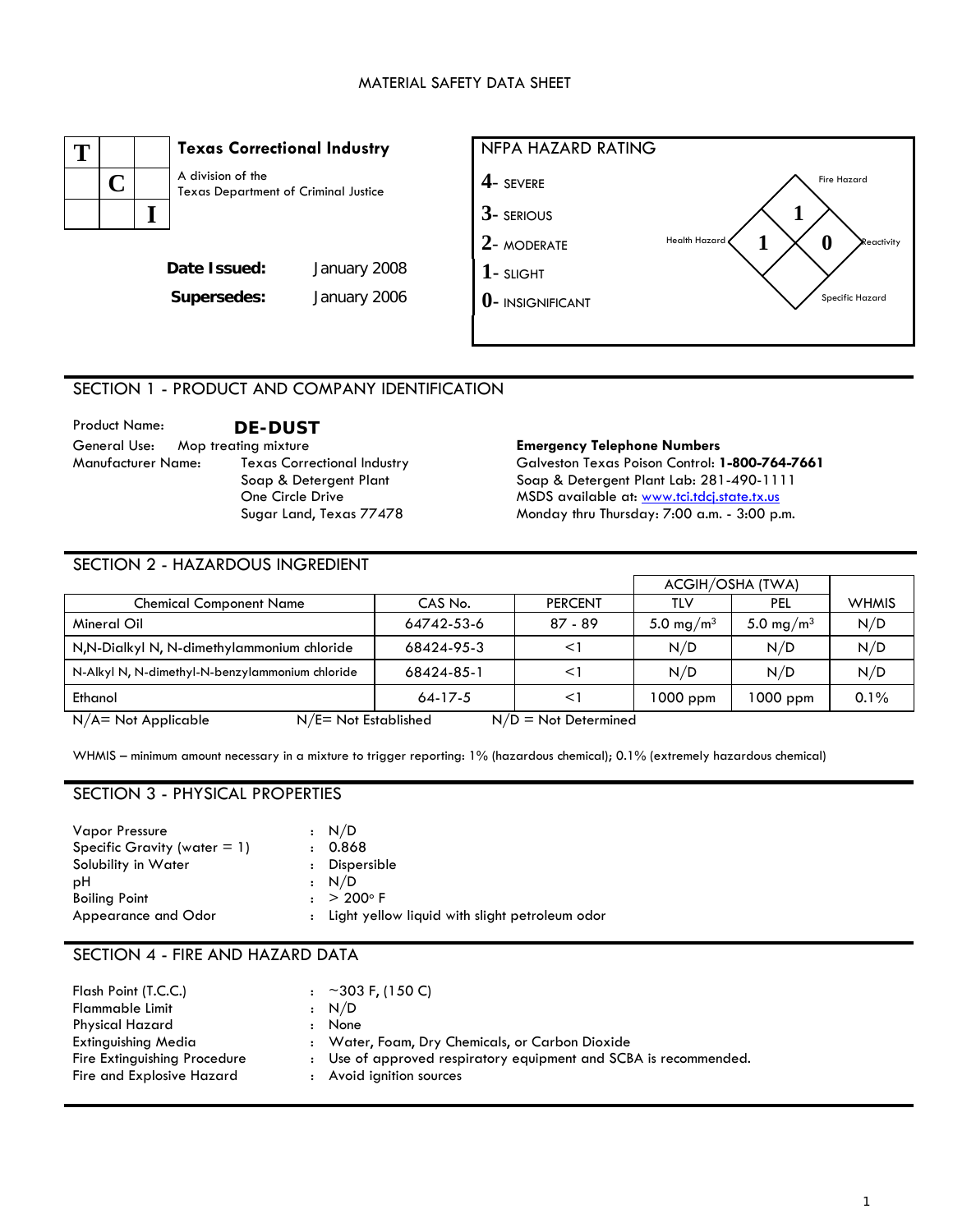# MATERIAL SAFETY DATA SHEET

**Texas Correctional Industry**

A division of the Texas Department of Criminal Justice

**Date Issued:** January 2008

**Supersedes:** January 2006

**NFPA HAZARD RATING**

4- SEVERE
3- SERIOUS
2- MODERATE
1- SLIGHT
0- INSIGNIFICANT

Fire Hazard: 1
Health Hazard: 1
Reactivity: 0
Specific Hazard:

## SECTION 1 - PRODUCT AND COMPANY IDENTIFICATION

Product Name: **DE-DUST**
General Use: Mop treating mixture
Manufacturer Name: Texas Correctional Industry
Soap & Detergent Plant
One Circle Drive
Sugar Land, Texas 77478

**Emergency Telephone Numbers**
Galveston Texas Poison Control: **1-800-764-7661**
Soap & Detergent Plant Lab: 281-490-1111
MSDS available at: www.tci.tdcj.state.tx.us
Monday thru Thursday: 7:00 a.m. - 3:00 p.m.

## SECTION 2 - HAZARDOUS INGREDIENT

| Chemical Component Name | CAS No. | PERCENT | ACGIH/OSHA (TWA) | | WHMIS |
|---|---|---|---|---|---|
| | | | TLV | PEL | |
| Mineral Oil | 64742-53-6 | 87 - 89 | 5.0 mg/m$^3$ | 5.0 mg/m$^3$ | N/D |
| N,N-Dialkyl N, N-dimethylammonium chloride | 68424-95-3 | <1 | N/D | N/D | N/D |
| N-Alkyl N, N-dimethyl-N-benzylammonium chloride | 68424-85-1 | <1 | N/D | N/D | N/D |
| Ethanol | 64-17-5 | <1 | 1000 ppm | 1000 ppm | 0.1% |

N/A= Not Applicable N/E= Not Established N/D = Not Determined

WHMIS – minimum amount necessary in a mixture to trigger reporting: 1% (hazardous chemical); 0.1% (extremely hazardous chemical)

## SECTION 3 - PHYSICAL PROPERTIES

Vapor Pressure : N/D
Specific Gravity (water = 1) : 0.868
Solubility in Water : Dispersible
pH : N/D
Boiling Point : > 200° F
Appearance and Odor : Light yellow liquid with slight petroleum odor

## SECTION 4 - FIRE AND HAZARD DATA

Flash Point (T.C.C.) : ~303 F, (150 C)
Flammable Limit : N/D
Physical Hazard : None
Extinguishing Media : Water, Foam, Dry Chemicals, or Carbon Dioxide
Fire Extinguishing Procedure : Use of approved respiratory equipment and SCBA is recommended.
Fire and Explosive Hazard : Avoid ignition sources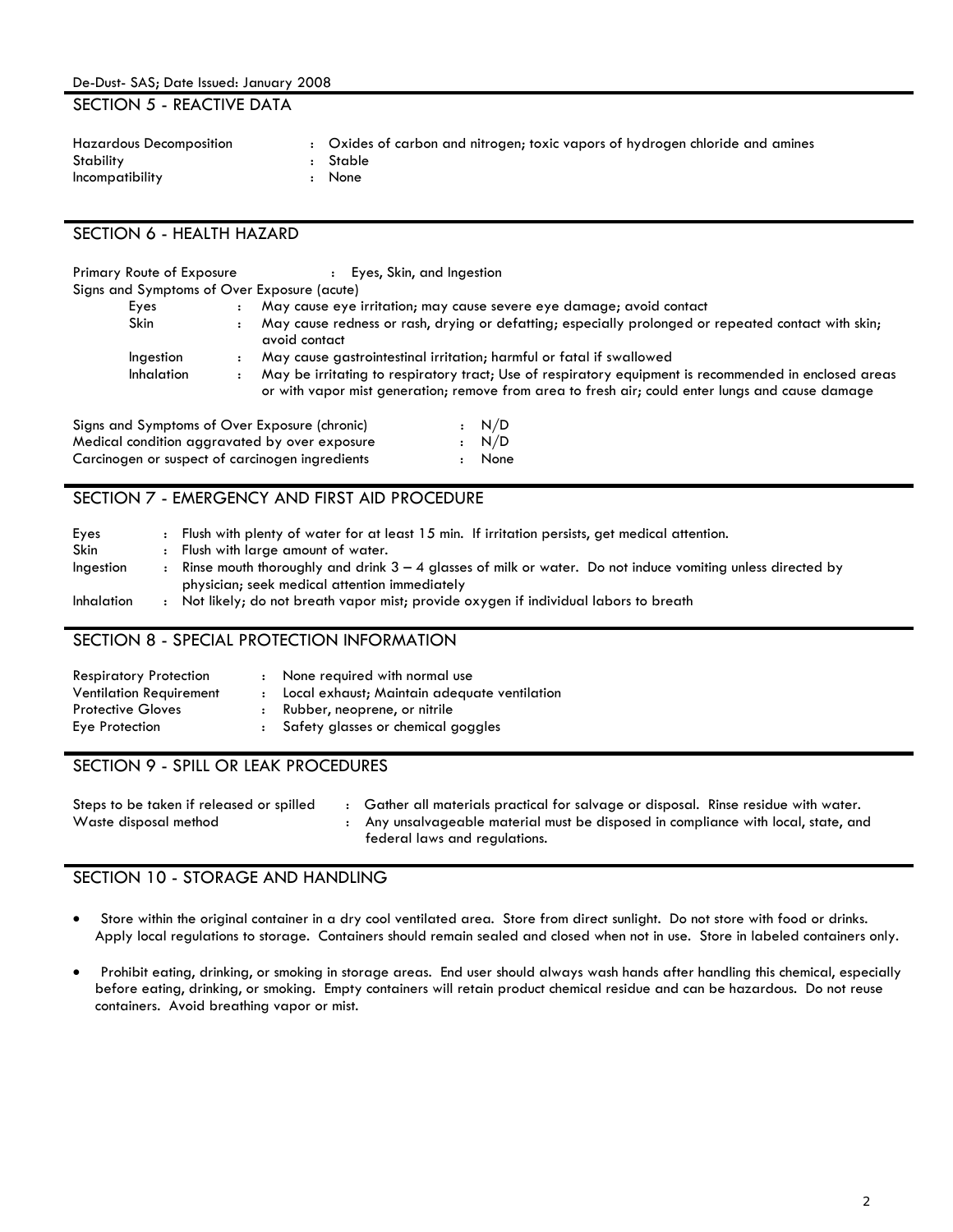## SECTION 5 - REACTIVE DATA

| | | |
|---|---|---|
| Hazardous Decomposition | : | Oxides of carbon and nitrogen; toxic vapors of hydrogen chloride and amines |
| Stability | : | Stable |
| Incompatibility | : | None |

## SECTION 6 - HEALTH HAZARD

Primary Route of Exposure : Eyes, Skin, and Ingestion

Signs and Symptoms of Over Exposure (acute)

| | | |
|---|---|---|
| Eyes | : | May cause eye irritation; may cause severe eye damage; avoid contact |
| Skin | : | May cause redness or rash, drying or defatting; especially prolonged or repeated contact with skin; avoid contact |
| Ingestion | : | May cause gastrointestinal irritation; harmful or fatal if swallowed |
| Inhalation | : | May be irritating to respiratory tract; Use of respiratory equipment is recommended in enclosed areas or with vapor mist generation; remove from area to fresh air; could enter lungs and cause damage |

| | | |
|---|---|---|
| Signs and Symptoms of Over Exposure (chronic) | : | N/D |
| Medical condition aggravated by over exposure | : | N/D |
| Carcinogen or suspect of carcinogen ingredients | : | None |

## SECTION 7 - EMERGENCY AND FIRST AID PROCEDURE

| | | |
|---|---|---|
| Eyes | : | Flush with plenty of water for at least 15 min. If irritation persists, get medical attention. |
| Skin | : | Flush with large amount of water. |
| Ingestion | : | Rinse mouth thoroughly and drink 3 – 4 glasses of milk or water. Do not induce vomiting unless directed by physician; seek medical attention immediately |
| Inhalation | : | Not likely; do not breath vapor mist; provide oxygen if individual labors to breath |

## SECTION 8 - SPECIAL PROTECTION INFORMATION

| | | |
|---|---|---|
| Respiratory Protection | : | None required with normal use |
| Ventilation Requirement | : | Local exhaust; Maintain adequate ventilation |
| Protective Gloves | : | Rubber, neoprene, or nitrile |
| Eye Protection | : | Safety glasses or chemical goggles |

## SECTION 9 - SPILL OR LEAK PROCEDURES

| | | |
|---|---|---|
| Steps to be taken if released or spilled | : | Gather all materials practical for salvage or disposal. Rinse residue with water. |
| Waste disposal method | : | Any unsalvageable material must be disposed in compliance with local, state, and federal laws and regulations. |

## SECTION 10 - STORAGE AND HANDLING

- Store within the original container in a dry cool ventilated area. Store from direct sunlight. Do not store with food or drinks. Apply local regulations to storage. Containers should remain sealed and closed when not in use. Store in labeled containers only.
- Prohibit eating, drinking, or smoking in storage areas. End user should always wash hands after handling this chemical, especially before eating, drinking, or smoking. Empty containers will retain product chemical residue and can be hazardous. Do not reuse containers. Avoid breathing vapor or mist.